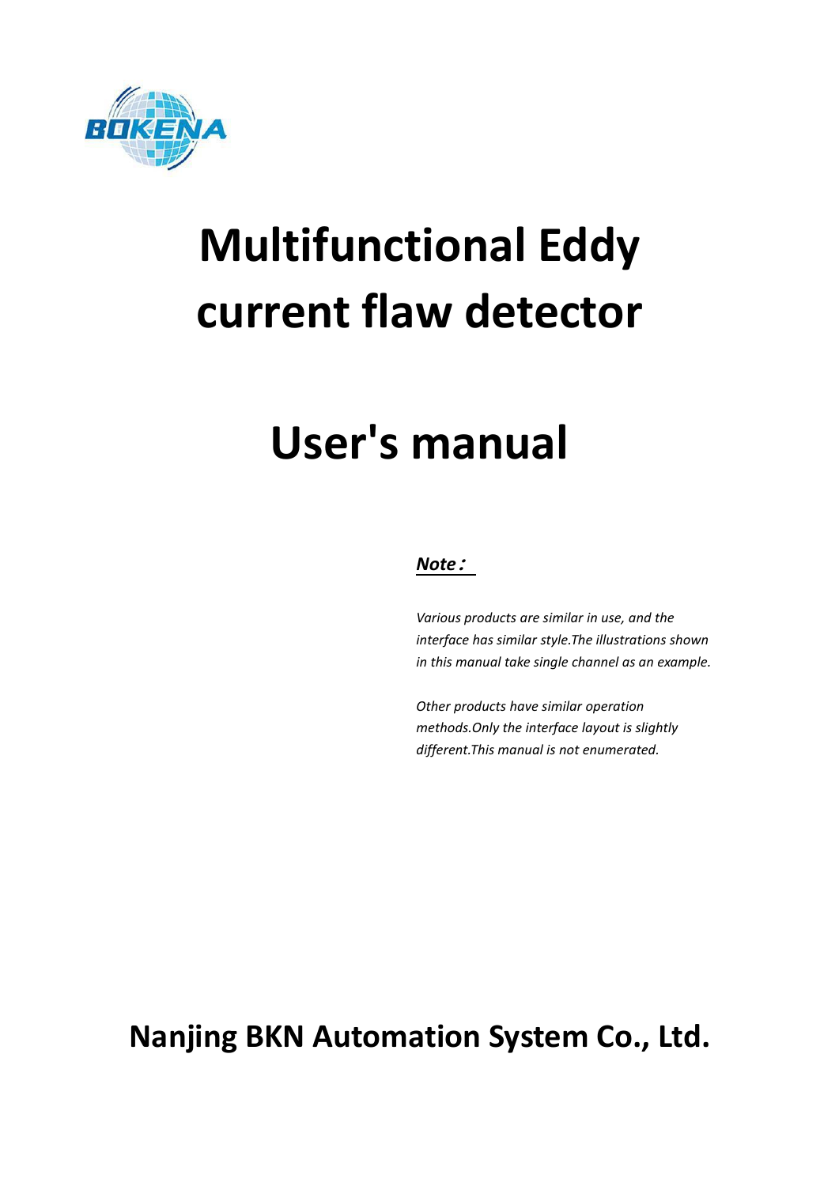BOKENA

# Multifunctional Eddy current flaw detector

# User's manual

***Note：***

*Various products are similar in use, and the interface has similar style.The illustrations shown in this manual take single channel as an example.*

*Other products have similar operation methods.Only the interface layout is slightly different.This manual is not enumerated.*

## Nanjing BKN Automation System Co., Ltd.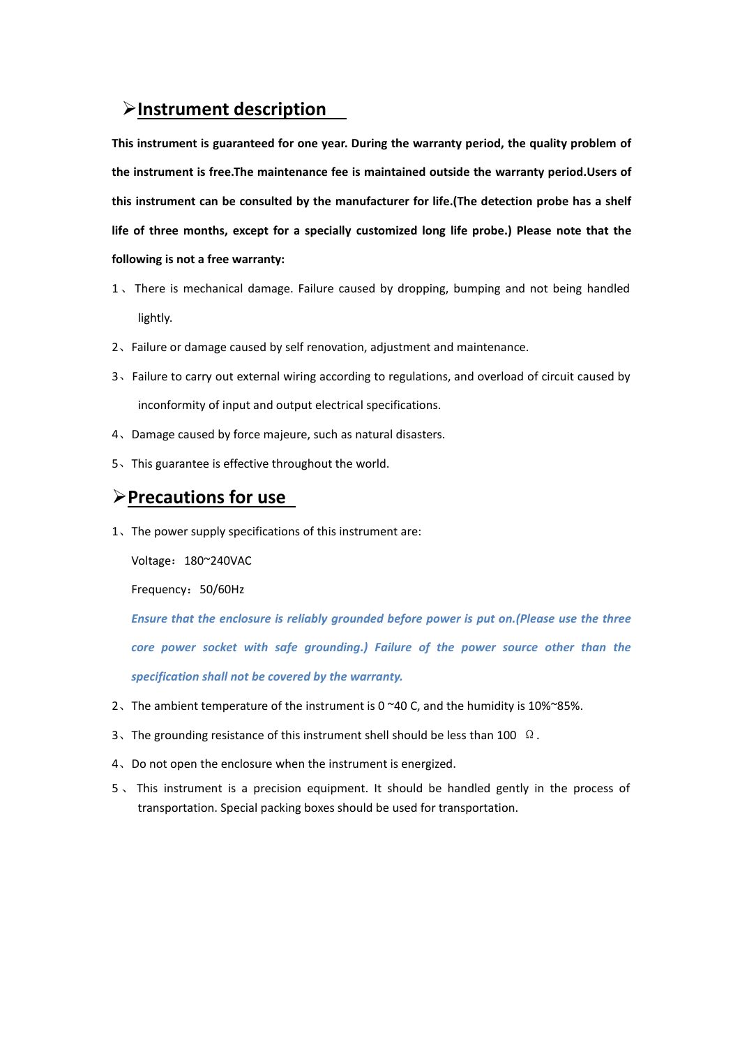## ➢Instrument description

**This instrument is guaranteed for one year. During the warranty period, the quality problem of the instrument is free.The maintenance fee is maintained outside the warranty period.Users of this instrument can be consulted by the manufacturer for life.(The detection probe has a shelf life of three months, except for a specially customized long life probe.) Please note that the following is not a free warranty:**

1、There is mechanical damage. Failure caused by dropping, bumping and not being handled lightly.

2、Failure or damage caused by self renovation, adjustment and maintenance.

3、Failure to carry out external wiring according to regulations, and overload of circuit caused by inconformity of input and output electrical specifications.

4、Damage caused by force majeure, such as natural disasters.

5、This guarantee is effective throughout the world.

## ➢Precautions for use

1、The power supply specifications of this instrument are:

Voltage：180~240VAC

Frequency：50/60Hz

***Ensure that the enclosure is reliably grounded before power is put on.(Please use the three core power socket with safe grounding.) Failure of the power source other than the specification shall not be covered by the warranty.***

2、The ambient temperature of the instrument is 0 ~40 C, and the humidity is 10%~85%.

3、The grounding resistance of this instrument shell should be less than 100 Ω.

4、Do not open the enclosure when the instrument is energized.

5、This instrument is a precision equipment. It should be handled gently in the process of transportation. Special packing boxes should be used for transportation.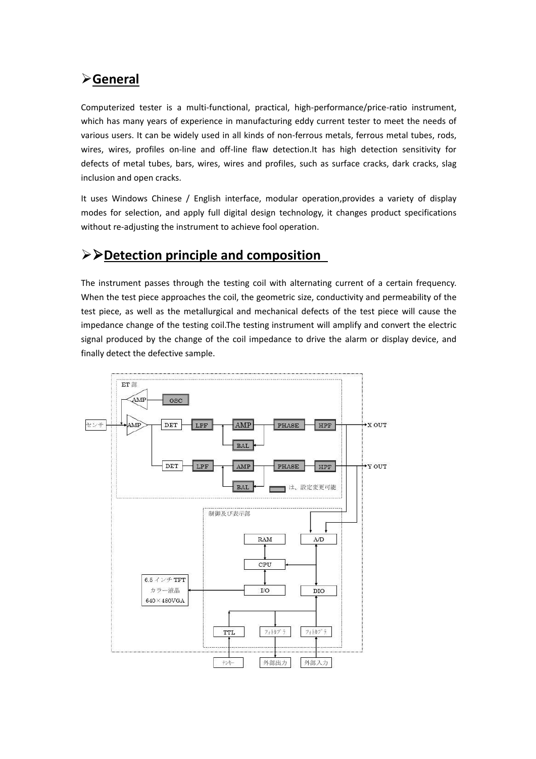## ➢**General**

Computerized tester is a multi-functional, practical, high-performance/price-ratio instrument, which has many years of experience in manufacturing eddy current tester to meet the needs of various users. It can be widely used in all kinds of non-ferrous metals, ferrous metal tubes, rods, wires, wires, profiles on-line and off-line flaw detection.It has high detection sensitivity for defects of metal tubes, bars, wires, wires and profiles, such as surface cracks, dark cracks, slag inclusion and open cracks.

It uses Windows Chinese / English interface, modular operation,provides a variety of display modes for selection, and apply full digital design technology, it changes product specifications without re-adjusting the instrument to achieve fool operation.

## ➢➢**Detection principle and composition**

The instrument passes through the testing coil with alternating current of a certain frequency. When the test piece approaches the coil, the geometric size, conductivity and permeability of the test piece, as well as the metallurgical and mechanical defects of the test piece will cause the impedance change of the testing coil.The testing instrument will amplify and convert the electric signal produced by the change of the coil impedance to drive the alarm or display device, and finally detect the defective sample.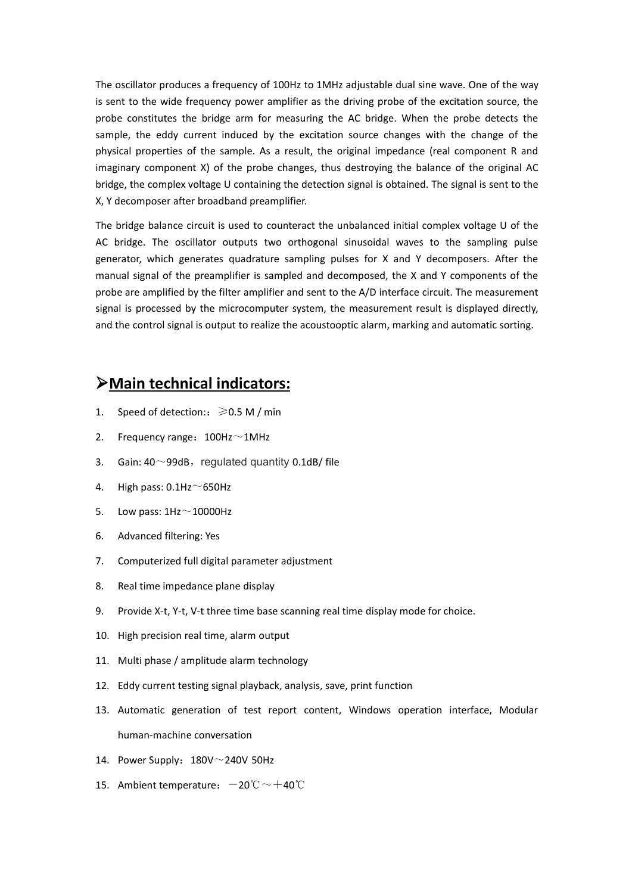The oscillator produces a frequency of 100Hz to 1MHz adjustable dual sine wave. One of the way is sent to the wide frequency power amplifier as the driving probe of the excitation source, the probe constitutes the bridge arm for measuring the AC bridge. When the probe detects the sample, the eddy current induced by the excitation source changes with the change of the physical properties of the sample. As a result, the original impedance (real component R and imaginary component X) of the probe changes, thus destroying the balance of the original AC bridge, the complex voltage U containing the detection signal is obtained. The signal is sent to the X, Y decomposer after broadband preamplifier.

The bridge balance circuit is used to counteract the unbalanced initial complex voltage U of the AC bridge. The oscillator outputs two orthogonal sinusoidal waves to the sampling pulse generator, which generates quadrature sampling pulses for X and Y decomposers. After the manual signal of the preamplifier is sampled and decomposed, the X and Y components of the probe are amplified by the filter amplifier and sent to the A/D interface circuit. The measurement signal is processed by the microcomputer system, the measurement result is displayed directly, and the control signal is output to realize the acoustooptic alarm, marking and automatic sorting.

## ➢**Main technical indicators:**

1. Speed of detection:：≥0.5 M / min
2. Frequency range：100Hz～1MHz
3. Gain: 40～99dB，regulated quantity 0.1dB/ file
4. High pass: 0.1Hz～650Hz
5. Low pass: 1Hz～10000Hz
6. Advanced filtering: Yes
7. Computerized full digital parameter adjustment
8. Real time impedance plane display
9. Provide X-t, Y-t, V-t three time base scanning real time display mode for choice.
10. High precision real time, alarm output
11. Multi phase / amplitude alarm technology
12. Eddy current testing signal playback, analysis, save, print function
13. Automatic generation of test report content, Windows operation interface, Modular human-machine conversation
14. Power Supply：180V～240V 50Hz
15. Ambient temperature：－20℃～＋40℃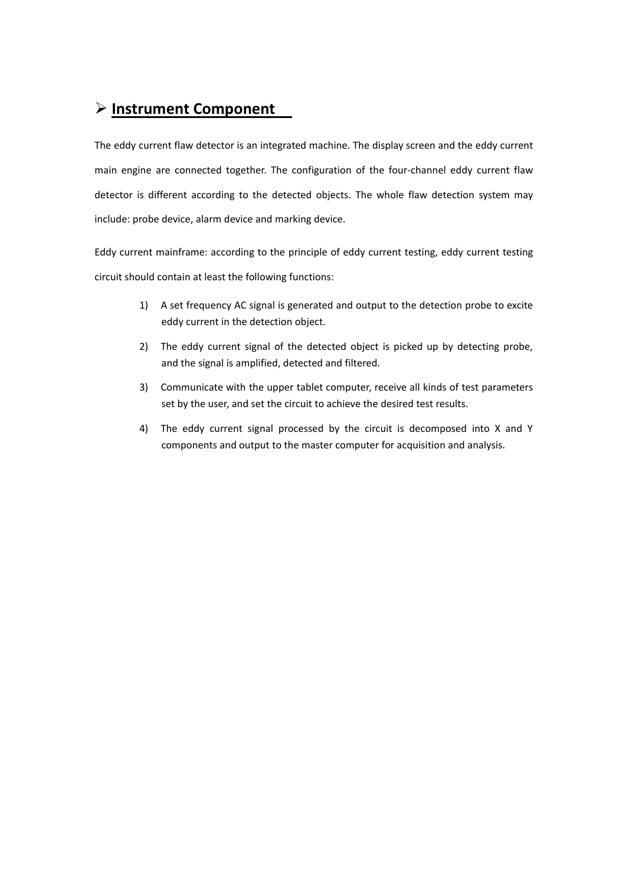## ➢ **Instrument Component**

The eddy current flaw detector is an integrated machine. The display screen and the eddy current main engine are connected together. The configuration of the four-channel eddy current flaw detector is different according to the detected objects. The whole flaw detection system may include: probe device, alarm device and marking device.

Eddy current mainframe: according to the principle of eddy current testing, eddy current testing circuit should contain at least the following functions:

1) A set frequency AC signal is generated and output to the detection probe to excite eddy current in the detection object.
2) The eddy current signal of the detected object is picked up by detecting probe, and the signal is amplified, detected and filtered.
3) Communicate with the upper tablet computer, receive all kinds of test parameters set by the user, and set the circuit to achieve the desired test results.
4) The eddy current signal processed by the circuit is decomposed into X and Y components and output to the master computer for acquisition and analysis.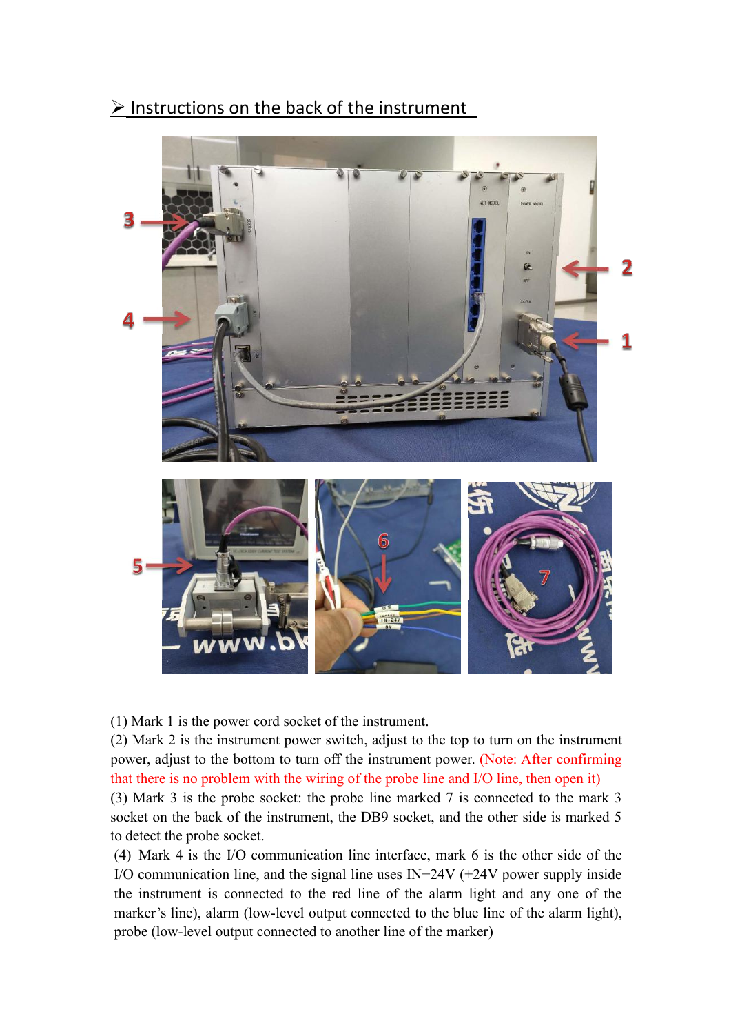## ➢ Instructions on the back of the instrument

(1) Mark 1 is the power cord socket of the instrument.

(2) Mark 2 is the instrument power switch, adjust to the top to turn on the instrument power, adjust to the bottom to turn off the instrument power. (Note: After confirming that there is no problem with the wiring of the probe line and I/O line, then open it)

(3) Mark 3 is the probe socket: the probe line marked 7 is connected to the mark 3 socket on the back of the instrument, the DB9 socket, and the other side is marked 5 to detect the probe socket.

(4) Mark 4 is the I/O communication line interface, mark 6 is the other side of the I/O communication line, and the signal line uses IN+24V (+24V power supply inside the instrument is connected to the red line of the alarm light and any one of the marker's line), alarm (low-level output connected to the blue line of the alarm light), probe (low-level output connected to another line of the marker)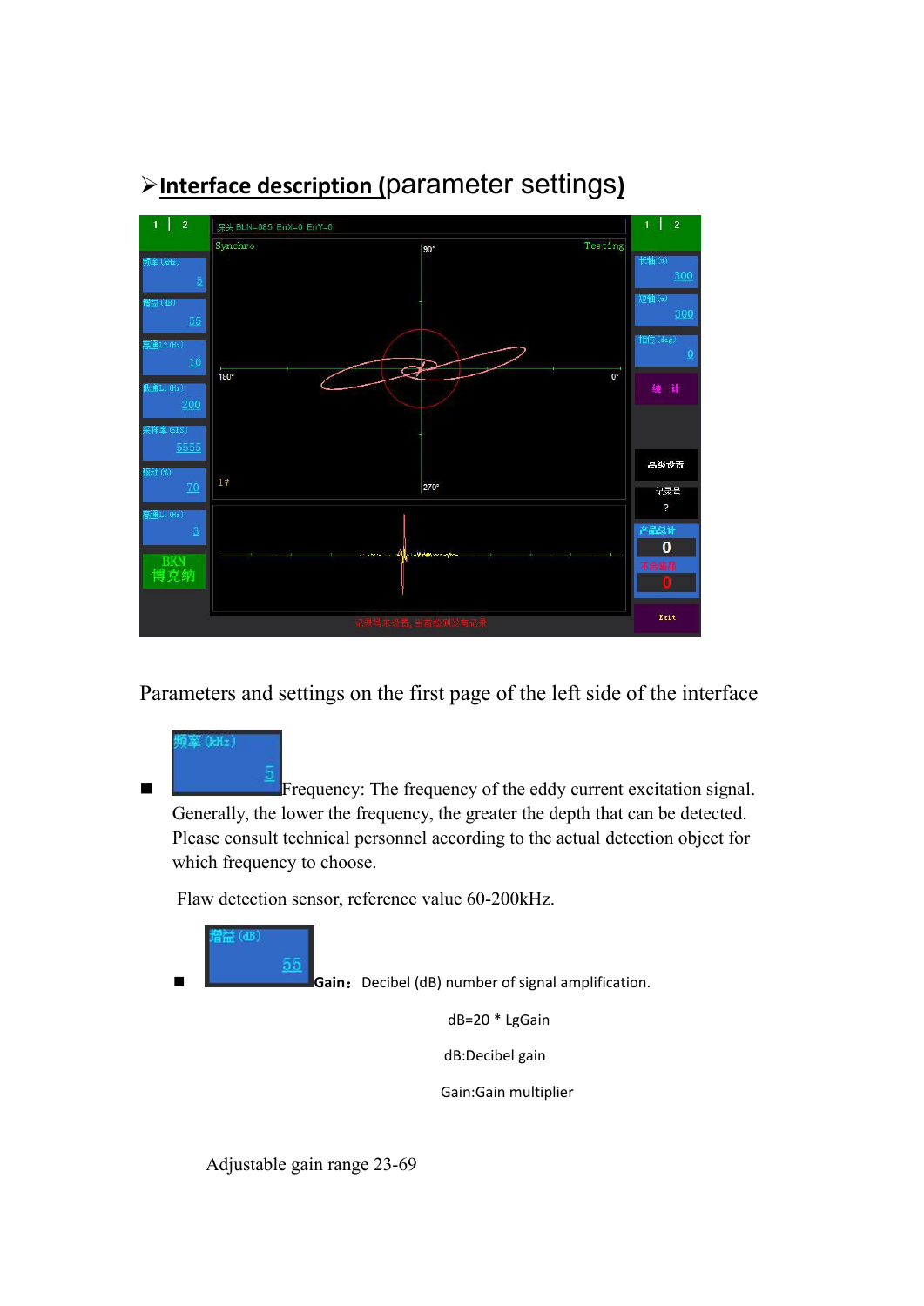## ➢Interface description (parameter settings)

Parameters and settings on the first page of the left side of the interface

- Frequency: The frequency of the eddy current excitation signal. Generally, the lower the frequency, the greater the depth that can be detected. Please consult technical personnel according to the actual detection object for which frequency to choose.

  Flaw detection sensor, reference value 60-200kHz.

- **Gain**： Decibel (dB) number of signal amplification.

  dB=20 * LgGain

  dB:Decibel gain

  Gain:Gain multiplier

  Adjustable gain range 23-69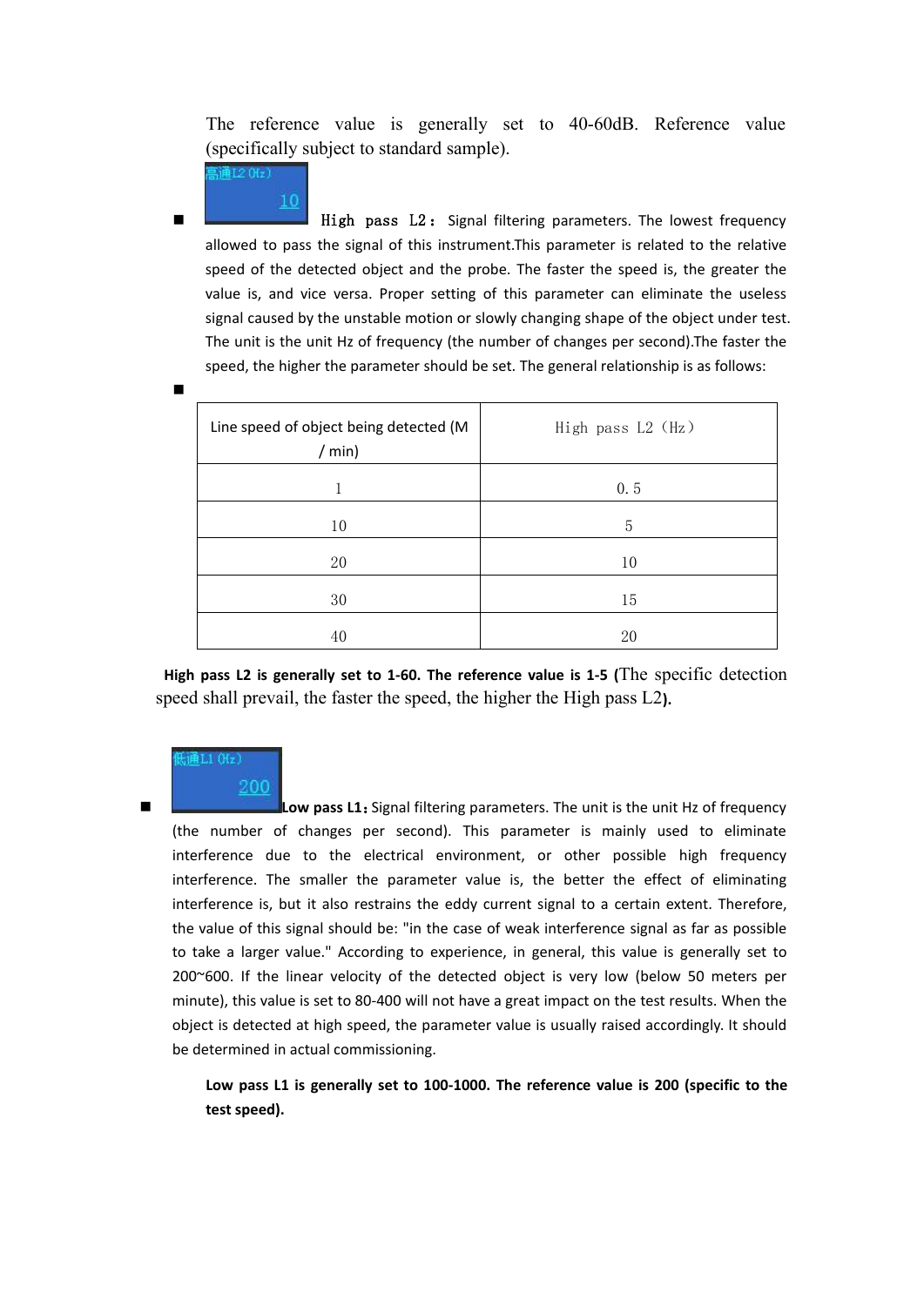The reference value is generally set to 40-60dB. Reference value (specifically subject to standard sample).

- **High pass L2：** Signal filtering parameters. The lowest frequency allowed to pass the signal of this instrument.This parameter is related to the relative speed of the detected object and the probe. The faster the speed is, the greater the value is, and vice versa. Proper setting of this parameter can eliminate the useless signal caused by the unstable motion or slowly changing shape of the object under test. The unit is the unit Hz of frequency (the number of changes per second).The faster the speed, the higher the parameter should be set. The general relationship is as follows:

| Line speed of object being detected (M / min) | High pass L2（Hz） |
|---|---|
| 1 | 0.5 |
| 10 | 5 |
| 20 | 10 |
| 30 | 15 |
| 40 | 20 |

**High pass L2 is generally set to 1-60. The reference value is 1-5 (**The specific detection speed shall prevail, the faster the speed, the higher the High pass L2**).**

- **Low pass L1：** Signal filtering parameters. The unit is the unit Hz of frequency (the number of changes per second). This parameter is mainly used to eliminate interference due to the electrical environment, or other possible high frequency interference. The smaller the parameter value is, the better the effect of eliminating interference is, but it also restrains the eddy current signal to a certain extent. Therefore, the value of this signal should be: "in the case of weak interference signal as far as possible to take a larger value." According to experience, in general, this value is generally set to 200~600. If the linear velocity of the detected object is very low (below 50 meters per minute), this value is set to 80-400 will not have a great impact on the test results. When the object is detected at high speed, the parameter value is usually raised accordingly. It should be determined in actual commissioning.

**Low pass L1 is generally set to 100-1000. The reference value is 200 (specific to the test speed).**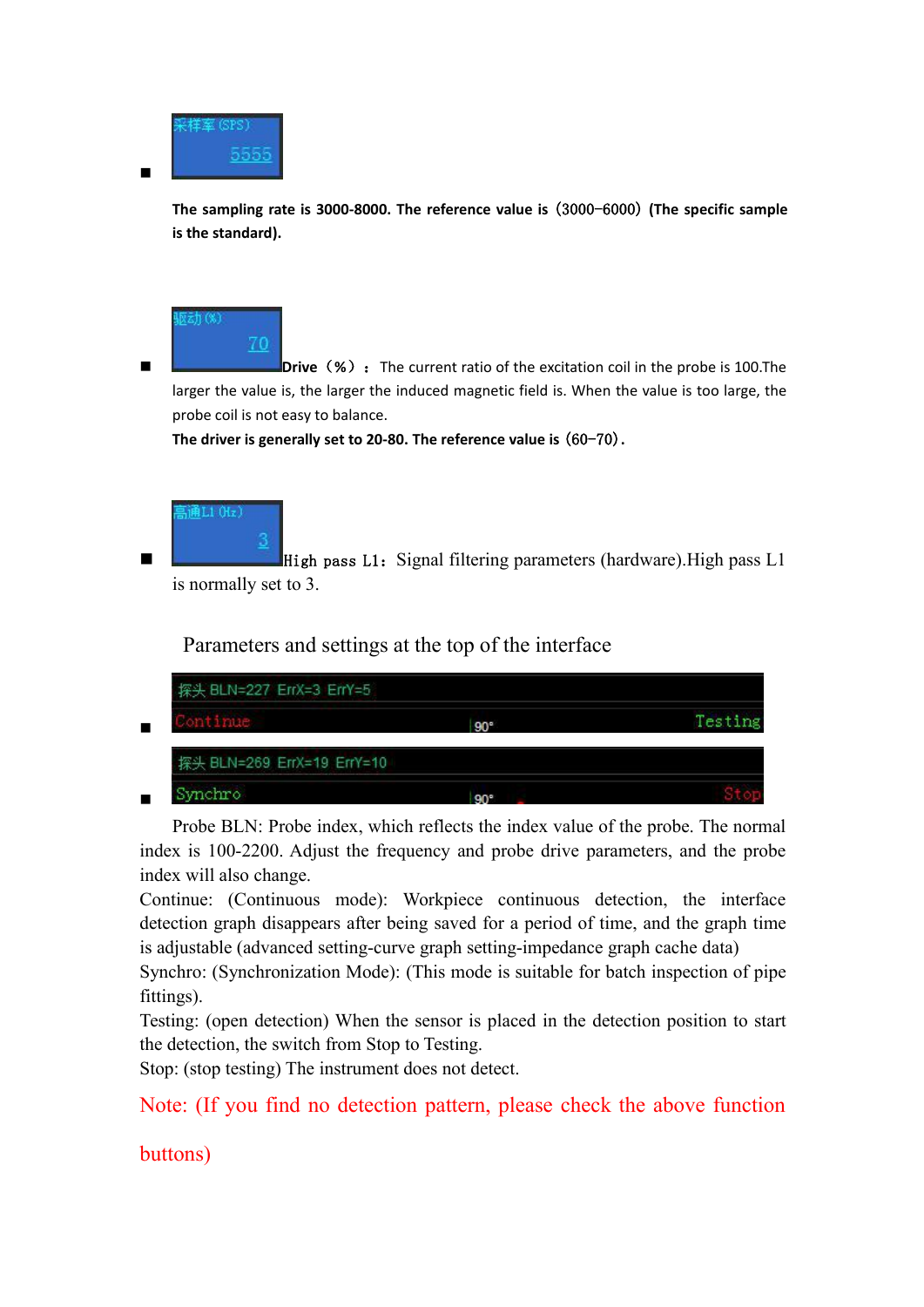- 采样率 (SPS) 5555

**The sampling rate is 3000-8000. The reference value is（3000–6000）(The specific sample is the standard).**

- 驱动 (%) 70 **Drive（%）：** The current ratio of the excitation coil in the probe is 100.The larger the value is, the larger the induced magnetic field is. When the value is too large, the probe coil is not easy to balance.

**The driver is generally set to 20-80. The reference value is（60–70）.**

- 高通L1 (Hz) 3 High pass L1：Signal filtering parameters (hardware).High pass L1 is normally set to 3.

Parameters and settings at the top of the interface

- 探头 BLN=227 ErrX=3 ErrY=5 Continue 90° Testing
- 探头 BLN=269 ErrX=19 ErrY=10 Synchro 90° Stop

Probe BLN: Probe index, which reflects the index value of the probe. The normal index is 100-2200. Adjust the frequency and probe drive parameters, and the probe index will also change.

Continue: (Continuous mode): Workpiece continuous detection, the interface detection graph disappears after being saved for a period of time, and the graph time is adjustable (advanced setting-curve graph setting-impedance graph cache data)

Synchro: (Synchronization Mode): (This mode is suitable for batch inspection of pipe fittings).

Testing: (open detection) When the sensor is placed in the detection position to start the detection, the switch from Stop to Testing.

Stop: (stop testing) The instrument does not detect.

Note: (If you find no detection pattern, please check the above function buttons)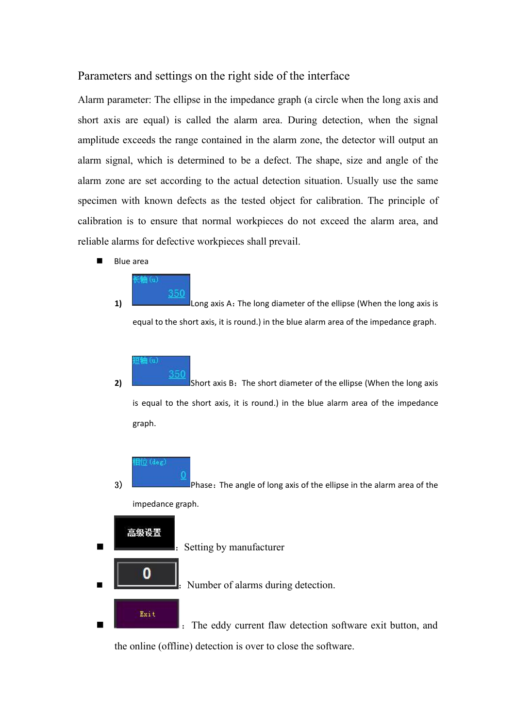Parameters and settings on the right side of the interface

Alarm parameter: The ellipse in the impedance graph (a circle when the long axis and short axis are equal) is called the alarm area. During detection, when the signal amplitude exceeds the range contained in the alarm zone, the detector will output an alarm signal, which is determined to be a defect. The shape, size and angle of the alarm zone are set according to the actual detection situation. Usually use the same specimen with known defects as the tested object for calibration. The principle of calibration is to ensure that normal workpieces do not exceed the alarm area, and reliable alarms for defective workpieces shall prevail.

- Blue area

1) 长轴(u) 350 Long axis A：The long diameter of the ellipse (When the long axis is equal to the short axis, it is round.) in the blue alarm area of the impedance graph.

2) 短轴(u) 350 Short axis B：The short diameter of the ellipse (When the long axis is equal to the short axis, it is round.) in the blue alarm area of the impedance graph.

3) 相位(deg) 0 Phase：The angle of long axis of the ellipse in the alarm area of the impedance graph.

- 高级设置 ：Setting by manufacturer
- 0 ：Number of alarms during detection.
- Exit ：The eddy current flaw detection software exit button, and the online (offline) detection is over to close the software.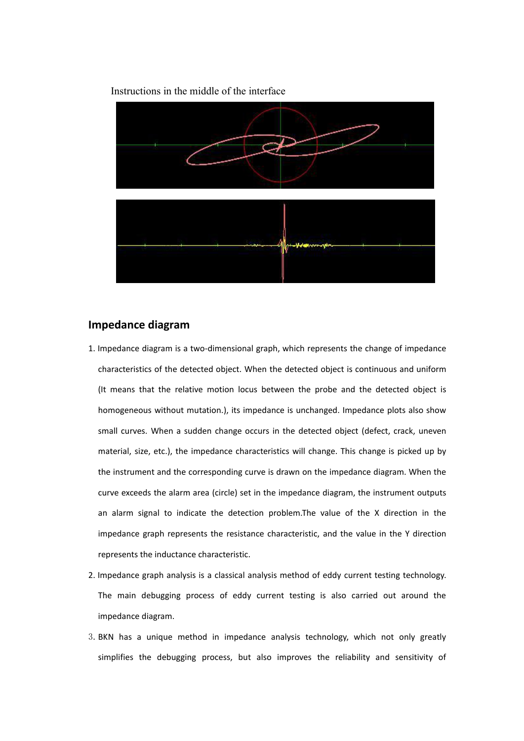Instructions in the middle of the interface

## Impedance diagram

1. Impedance diagram is a two-dimensional graph, which represents the change of impedance characteristics of the detected object. When the detected object is continuous and uniform (It means that the relative motion locus between the probe and the detected object is homogeneous without mutation.), its impedance is unchanged. Impedance plots also show small curves. When a sudden change occurs in the detected object (defect, crack, uneven material, size, etc.), the impedance characteristics will change. This change is picked up by the instrument and the corresponding curve is drawn on the impedance diagram. When the curve exceeds the alarm area (circle) set in the impedance diagram, the instrument outputs an alarm signal to indicate the detection problem.The value of the X direction in the impedance graph represents the resistance characteristic, and the value in the Y direction represents the inductance characteristic.
2. Impedance graph analysis is a classical analysis method of eddy current testing technology. The main debugging process of eddy current testing is also carried out around the impedance diagram.
3. BKN has a unique method in impedance analysis technology, which not only greatly simplifies the debugging process, but also improves the reliability and sensitivity of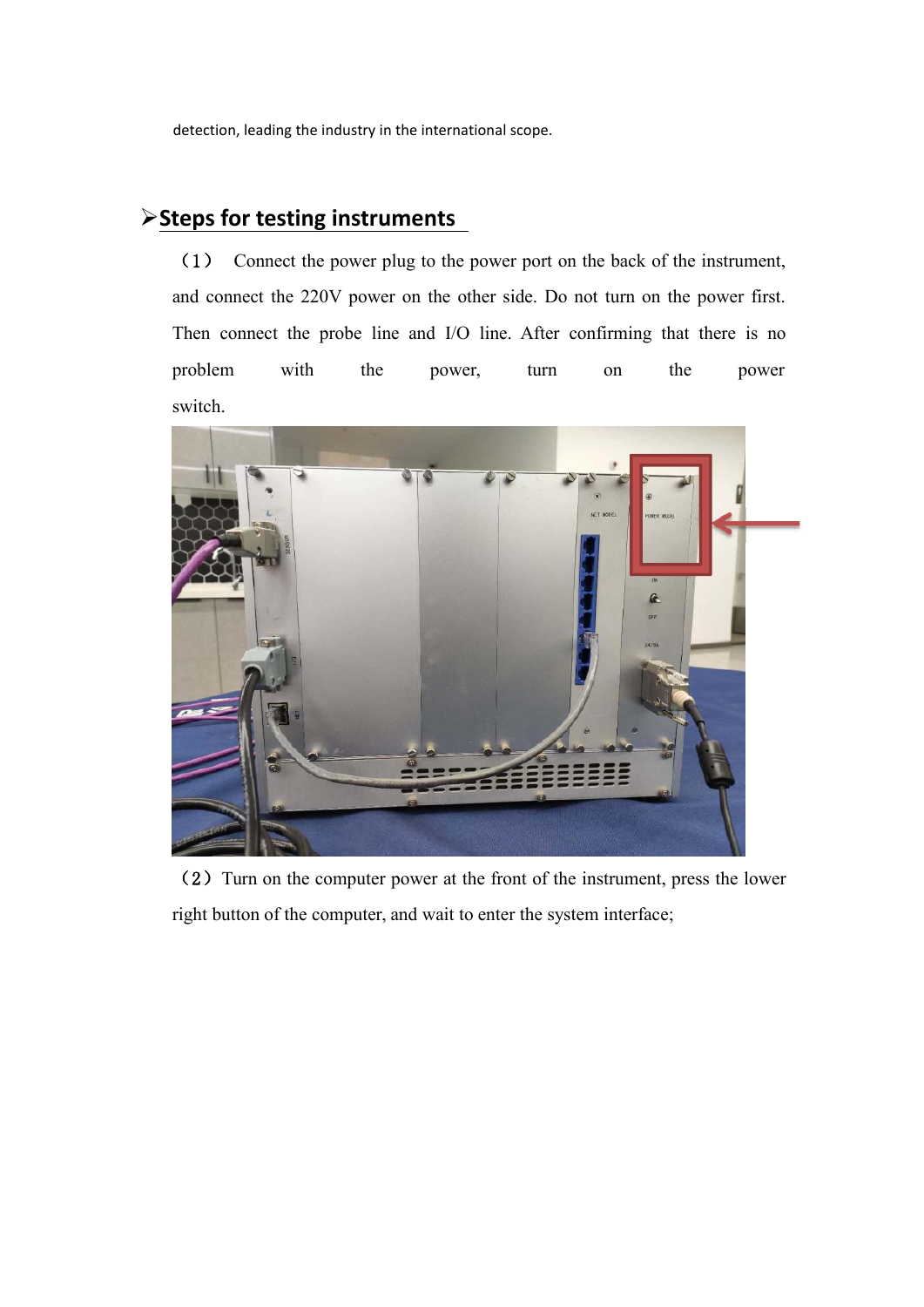detection, leading the industry in the international scope.

## ➢Steps for testing instruments

（1） Connect the power plug to the power port on the back of the instrument, and connect the 220V power on the other side. Do not turn on the power first. Then connect the probe line and I/O line. After confirming that there is no problem with the power, turn on the power switch.

（2）Turn on the computer power at the front of the instrument, press the lower right button of the computer, and wait to enter the system interface;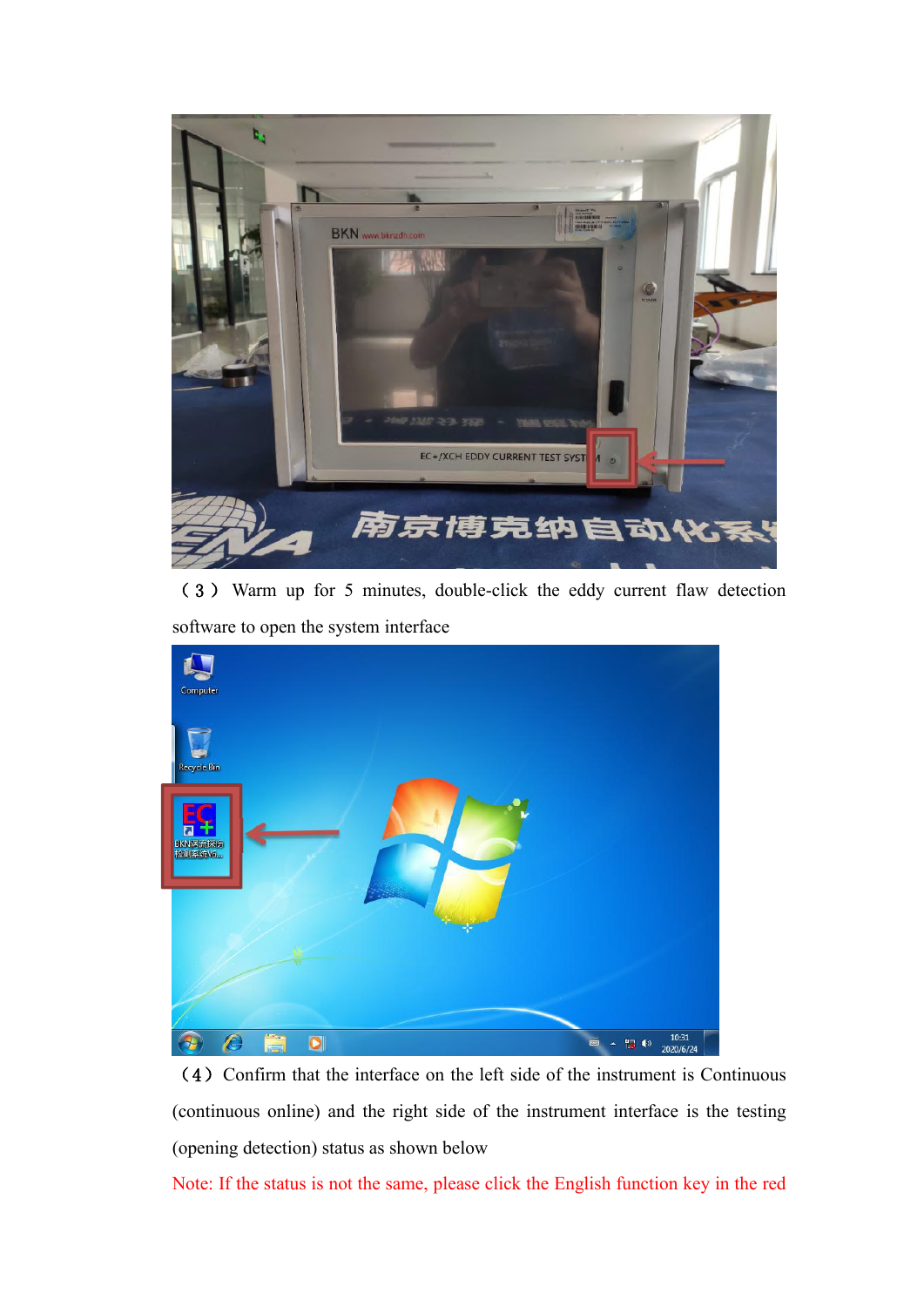（3） Warm up for 5 minutes, double-click the eddy current flaw detection software to open the system interface

（4）Confirm that the interface on the left side of the instrument is Continuous (continuous online) and the right side of the instrument interface is the testing (opening detection) status as shown below

Note: If the status is not the same, please click the English function key in the red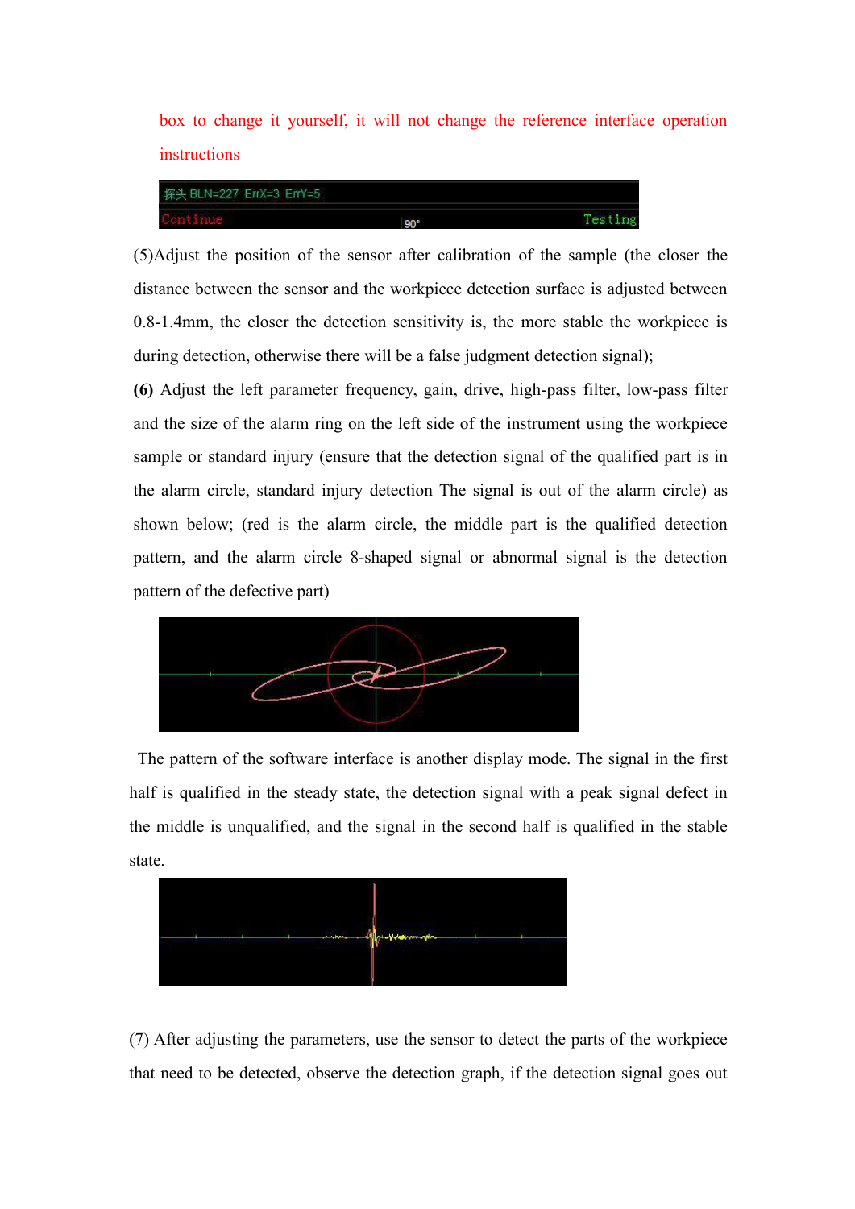box to change it yourself, it will not change the reference interface operation instructions

(5)Adjust the position of the sensor after calibration of the sample (the closer the distance between the sensor and the workpiece detection surface is adjusted between 0.8-1.4mm, the closer the detection sensitivity is, the more stable the workpiece is during detection, otherwise there will be a false judgment detection signal);

**(6)** Adjust the left parameter frequency, gain, drive, high-pass filter, low-pass filter and the size of the alarm ring on the left side of the instrument using the workpiece sample or standard injury (ensure that the detection signal of the qualified part is in the alarm circle, standard injury detection The signal is out of the alarm circle) as shown below; (red is the alarm circle, the middle part is the qualified detection pattern, and the alarm circle 8-shaped signal or abnormal signal is the detection pattern of the defective part)

The pattern of the software interface is another display mode. The signal in the first half is qualified in the steady state, the detection signal with a peak signal defect in the middle is unqualified, and the signal in the second half is qualified in the stable state.

(7) After adjusting the parameters, use the sensor to detect the parts of the workpiece that need to be detected, observe the detection graph, if the detection signal goes out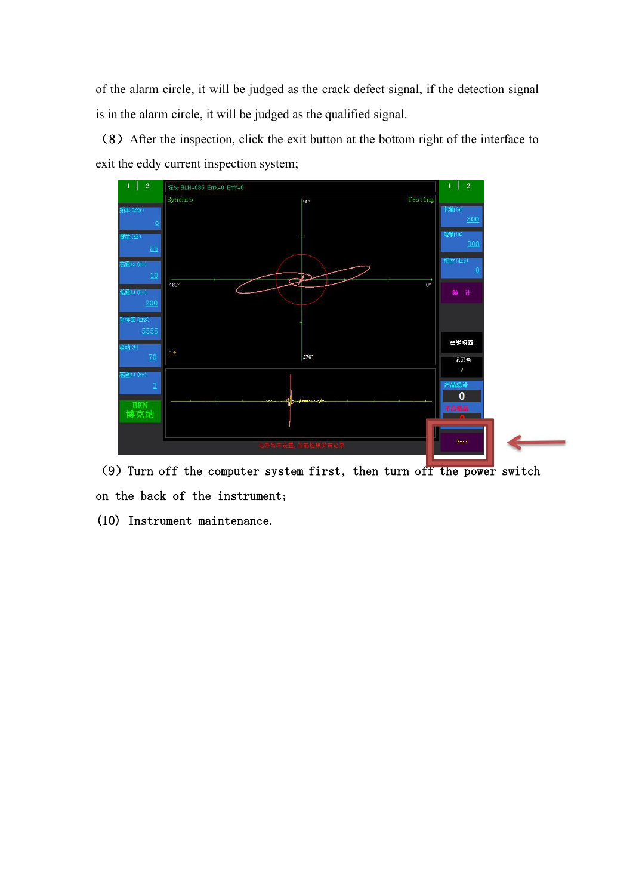of the alarm circle, it will be judged as the crack defect signal, if the detection signal is in the alarm circle, it will be judged as the qualified signal.

（8）After the inspection, click the exit button at the bottom right of the interface to exit the eddy current inspection system;

（9）Turn off the computer system first, then turn off the power switch on the back of the instrument;

(10) Instrument maintenance.